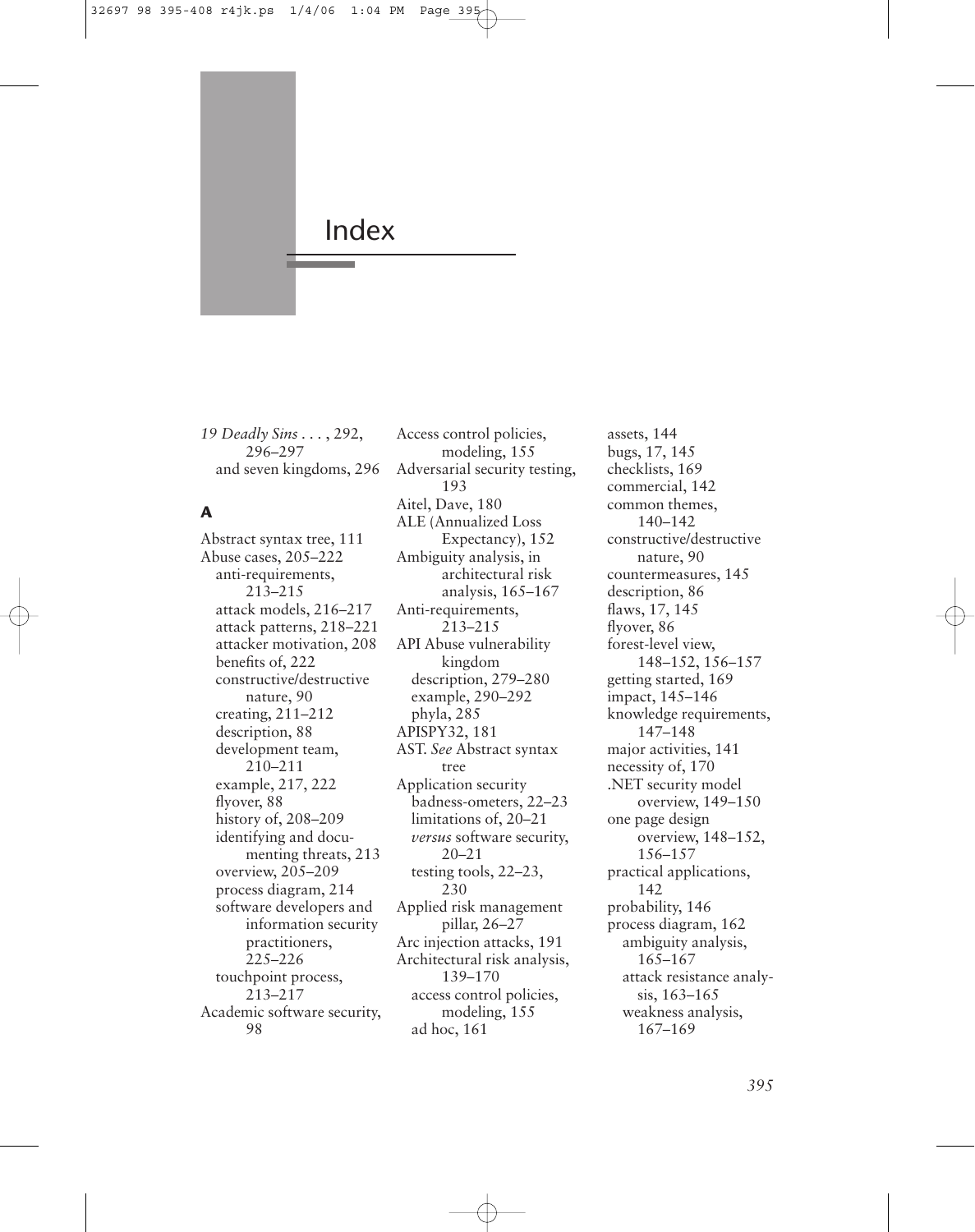# Index

*19 Deadly Sins . . .*, 292, 296–297
- and seven kingdoms, 296

## A

Abstract syntax tree, 111
Abuse cases, 205–222
- anti-requirements, 213–215
- attack models, 216–217
- attack patterns, 218–221
- attacker motivation, 208
- benefits of, 222
- constructive/destructive nature, 90
- creating, 211–212
- description, 88
- development team, 210–211
- example, 217, 222
- flyover, 88
- history of, 208–209
- identifying and documenting threats, 213
- overview, 205–209
- process diagram, 214
- software developers and information security practitioners, 225–226
- touchpoint process, 213–217

Academic software security, 98
Access control policies, modeling, 155
Adversarial security testing, 193
Aitel, Dave, 180
ALE (Annualized Loss Expectancy), 152
Ambiguity analysis, in architectural risk analysis, 165–167
Anti-requirements, 213–215
API Abuse vulnerability kingdom
- description, 279–280
- example, 290–292
- phyla, 285

APISPY32, 181
AST. *See* Abstract syntax tree
Application security
- badness-ometers, 22–23
- limitations of, 20–21
- *versus* software security, 20–21
- testing tools, 22–23, 230

Applied risk management pillar, 26–27
Arc injection attacks, 191
Architectural risk analysis, 139–170
- access control policies, modeling, 155
- ad hoc, 161
- assets, 144
- bugs, 17, 145
- checklists, 169
- commercial, 142
- common themes, 140–142
- constructive/destructive nature, 90
- countermeasures, 145
- description, 86
- flaws, 17, 145
- flyover, 86
- forest-level view, 148–152, 156–157
- getting started, 169
- impact, 145–146
- knowledge requirements, 147–148
- major activities, 141
- necessity of, 170
- .NET security model overview, 149–150
- one page design overview, 148–152, 156–157
- practical applications, 142
- probability, 146
- process diagram, 162
  - ambiguity analysis, 165–167
  - attack resistance analysis, 163–165
  - weakness analysis, 167–169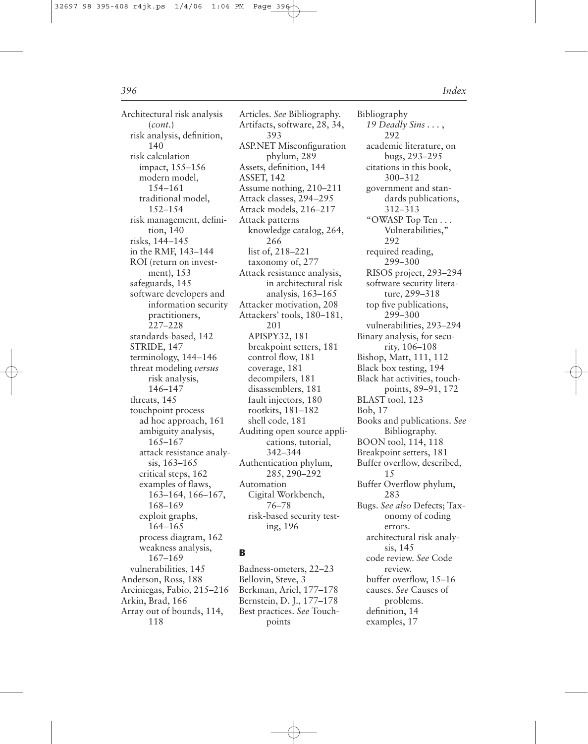Architectural risk analysis (*cont.*)
- risk analysis, definition, 140
- risk calculation
  - impact, 155–156
  - modern model, 154–161
  - traditional model, 152–154
- risk management, definition, 140
- risks, 144–145
- in the RMF, 143–144
- ROI (return on investment), 153
- safeguards, 145
- software developers and information security practitioners, 227–228
- standards-based, 142
- STRIDE, 147
- terminology, 144–146
- threat modeling *versus* risk analysis, 146–147
- threats, 145
- touchpoint process
  - ad hoc approach, 161
  - ambiguity analysis, 165–167
  - attack resistance analysis, 163–165
  - critical steps, 162
  - examples of flaws, 163–164, 166–167, 168–169
  - exploit graphs, 164–165
  - process diagram, 162
  - weakness analysis, 167–169
- vulnerabilities, 145

Anderson, Ross, 188
Arciniegas, Fabio, 215–216
Arkin, Brad, 166
Array out of bounds, 114, 118
Articles. *See* Bibliography.
Artifacts, software, 28, 34, 393
ASP.NET Misconfiguration phylum, 289
Assets, definition, 144
ASSET, 142
Assume nothing, 210–211
Attack classes, 294–295
Attack models, 216–217
Attack patterns
- knowledge catalog, 264, 266
- list of, 218–221
- taxonomy of, 277

Attack resistance analysis, in architectural risk analysis, 163–165
Attacker motivation, 208
Attackers' tools, 180–181, 201
- APISPY32, 181
- breakpoint setters, 181
- control flow, 181
- coverage, 181
- decompilers, 181
- disassemblers, 181
- fault injectors, 180
- rootkits, 181–182
- shell code, 181

Auditing open source applications, tutorial, 342–344
Authentication phylum, 285, 290–292
Automation
- Cigital Workbench, 76–78
- risk-based security testing, 196

## B

Badness-ometers, 22–23
Bellovin, Steve, 3
Berkman, Ariel, 177–178
Bernstein, D. J., 177–178
Best practices. *See* Touchpoints
Bibliography
- *19 Deadly Sins . . .*, 292
- academic literature, on bugs, 293–295
- citations in this book, 300–312
- government and standards publications, 312–313
- "OWASP Top Ten . . . Vulnerabilities," 292
- required reading, 299–300
- RISOS project, 293–294
- software security literature, 299–318
- top five publications, 299–300
- vulnerabilities, 293–294

Binary analysis, for security, 106–108
Bishop, Matt, 111, 112
Black box testing, 194
Black hat activities, touchpoints, 89–91, 172
BLAST tool, 123
Bob, 17
Books and publications. *See* Bibliography.
BOON tool, 114, 118
Breakpoint setters, 181
Buffer overflow, described, 15
Buffer Overflow phylum, 283
Bugs. *See also* Defects; Taxonomy of coding errors.
- architectural risk analysis, 145
- code review. *See* Code review.
- buffer overflow, 15–16
- causes. *See* Causes of problems.
- definition, 14
- examples, 17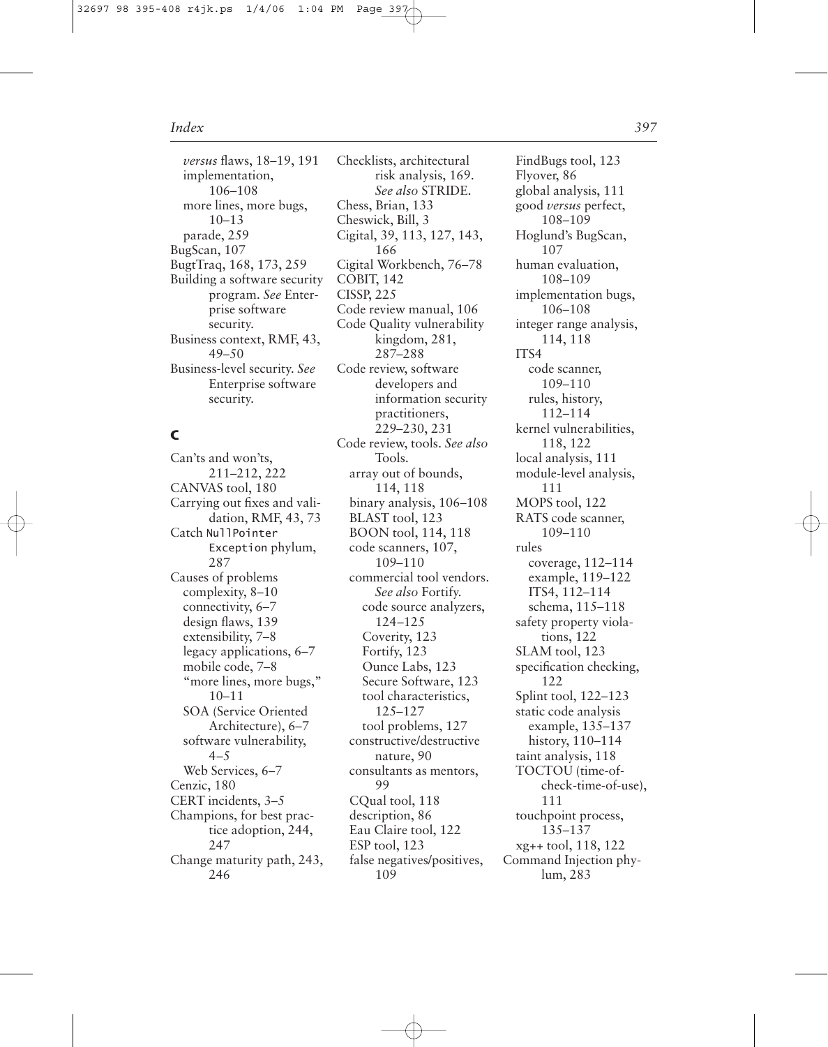*versus* flaws, 18–19, 191
implementation, 106–108
more lines, more bugs, 10–13
parade, 259

BugScan, 107
BugtTraq, 168, 173, 259
Building a software security program. *See* Enterprise software security.
Business context, RMF, 43, 49–50
Business-level security. *See* Enterprise software security.

## C

Can'ts and won'ts, 211–212, 222
CANVAS tool, 180
Carrying out fixes and validation, RMF, 43, 73
Catch `NullPointerException` phylum, 287
Causes of problems
complexity, 8–10
connectivity, 6–7
design flaws, 139
extensibility, 7–8
legacy applications, 6–7
mobile code, 7–8
"more lines, more bugs," 10–11
SOA (Service Oriented Architecture), 6–7
software vulnerability, 4–5
Web Services, 6–7

Cenzic, 180
CERT incidents, 3–5
Champions, for best practice adoption, 244, 247
Change maturity path, 243, 246
Checklists, architectural risk analysis, 169. *See also* STRIDE.
Chess, Brian, 133
Cheswick, Bill, 3
Cigital, 39, 113, 127, 143, 166
Cigital Workbench, 76–78
COBIT, 142
CISSP, 225
Code review manual, 106
Code Quality vulnerability kingdom, 281, 287–288
Code review, software developers and information security practitioners, 229–230, 231
Code review, tools. *See also* Tools.
array out of bounds, 114, 118
binary analysis, 106–108
BLAST tool, 123
BOON tool, 114, 118
code scanners, 107, 109–110
commercial tool vendors. *See also* Fortify.
code source analyzers, 124–125
Coverity, 123
Fortify, 123
Ounce Labs, 123
Secure Software, 123
tool characteristics, 125–127
tool problems, 127
constructive/destructive nature, 90
consultants as mentors, 99
CQual tool, 118
description, 86
Eau Claire tool, 122
ESP tool, 123
false negatives/positives, 109
FindBugs tool, 123
Flyover, 86
global analysis, 111
good *versus* perfect, 108–109
Hoglund's BugScan, 107
human evaluation, 108–109
implementation bugs, 106–108
integer range analysis, 114, 118
ITS4
code scanner, 109–110
rules, history, 112–114
kernel vulnerabilities, 118, 122
local analysis, 111
module-level analysis, 111
MOPS tool, 122
RATS code scanner, 109–110
rules
coverage, 112–114
example, 119–122
ITS4, 112–114
schema, 115–118
safety property violations, 122
SLAM tool, 123
specification checking, 122
Splint tool, 122–123
static code analysis
example, 135–137
history, 110–114
taint analysis, 118
TOCTOU (time-of-check-time-of-use), 111
touchpoint process, 135–137
xg++ tool, 118, 122

Command Injection phylum, 283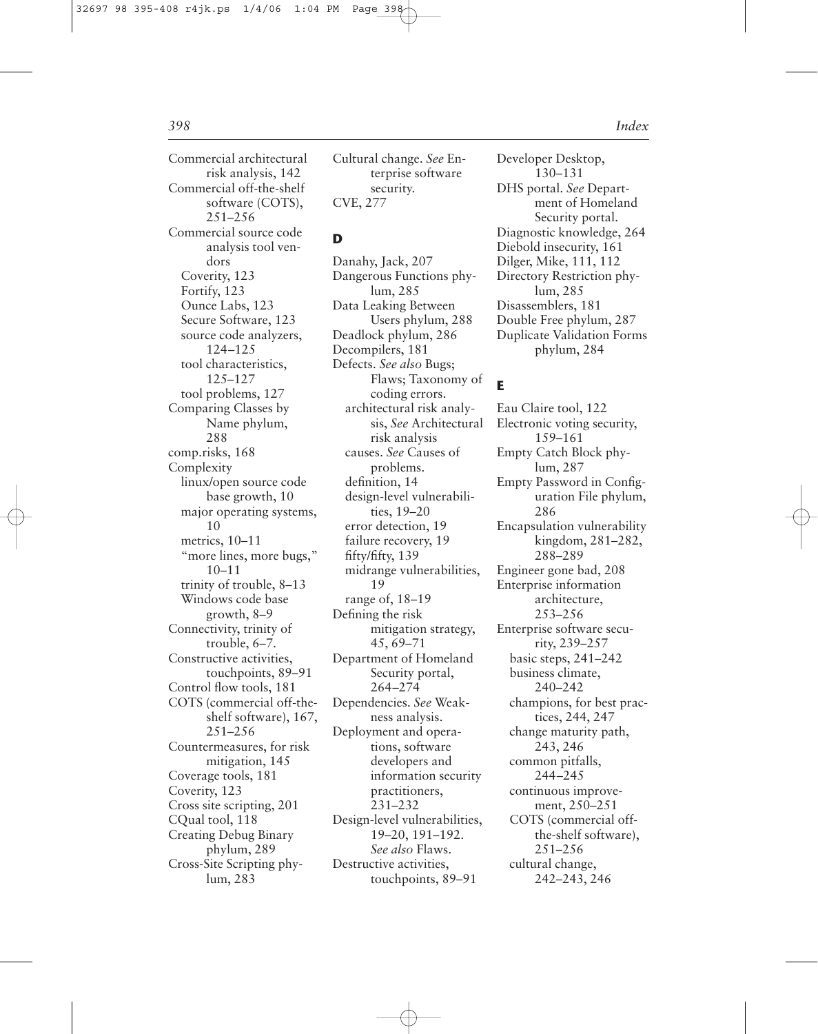Commercial architectural risk analysis, 142
Commercial off-the-shelf software (COTS), 251–256
Commercial source code analysis tool vendors
  Coverity, 123
  Fortify, 123
  Ounce Labs, 123
  Secure Software, 123
  source code analyzers, 124–125
  tool characteristics, 125–127
  tool problems, 127
Comparing Classes by Name phylum, 288
comp.risks, 168
Complexity
  linux/open source code base growth, 10
  major operating systems, 10
  metrics, 10–11
  "more lines, more bugs," 10–11
  trinity of trouble, 8–13
  Windows code base growth, 8–9
Connectivity, trinity of trouble, 6–7.
Constructive activities, touchpoints, 89–91
Control flow tools, 181
COTS (commercial off-the-shelf software), 167, 251–256
Countermeasures, for risk mitigation, 145
Coverage tools, 181
Coverity, 123
Cross site scripting, 201
CQual tool, 118
Creating Debug Binary phylum, 289
Cross-Site Scripting phylum, 283
Cultural change. *See* Enterprise software security.
CVE, 277

## D

Danahy, Jack, 207
Dangerous Functions phylum, 285
Data Leaking Between Users phylum, 288
Deadlock phylum, 286
Decompilers, 181
Defects. *See also* Bugs; Flaws; Taxonomy of coding errors.
  architectural risk analysis, *See* Architectural risk analysis
  causes. *See* Causes of problems.
  definition, 14
  design-level vulnerabilities, 19–20
  error detection, 19
  failure recovery, 19
  fifty/fifty, 139
  midrange vulnerabilities, 19
  range of, 18–19
Defining the risk mitigation strategy, 45, 69–71
Department of Homeland Security portal, 264–274
Dependencies. *See* Weakness analysis.
Deployment and operations, software developers and information security practitioners, 231–232
Design-level vulnerabilities, 19–20, 191–192. *See also* Flaws.
Destructive activities, touchpoints, 89–91
Developer Desktop, 130–131
DHS portal. *See* Department of Homeland Security portal.
Diagnostic knowledge, 264
Diebold insecurity, 161
Dilger, Mike, 111, 112
Directory Restriction phylum, 285
Disassemblers, 181
Double Free phylum, 287
Duplicate Validation Forms phylum, 284

## E

Eau Claire tool, 122
Electronic voting security, 159–161
Empty Catch Block phylum, 287
Empty Password in Configuration File phylum, 286
Encapsulation vulnerability kingdom, 281–282, 288–289
Engineer gone bad, 208
Enterprise information architecture, 253–256
Enterprise software security, 239–257
  basic steps, 241–242
  business climate, 240–242
  champions, for best practices, 244, 247
  change maturity path, 243, 246
  common pitfalls, 244–245
  continuous improvement, 250–251
  COTS (commercial off-the-shelf software), 251–256
  cultural change, 242–243, 246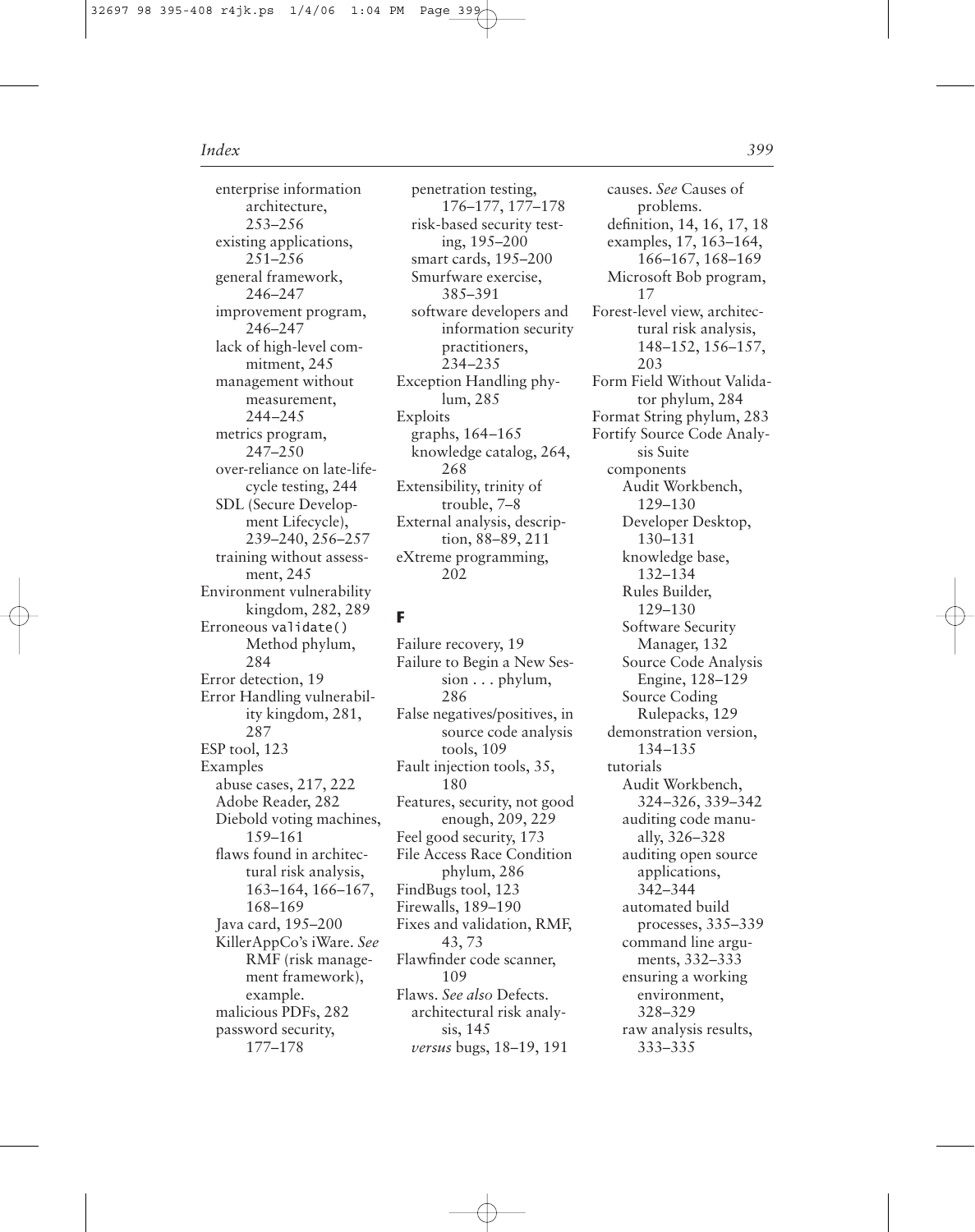- enterprise information architecture, 253–256
- existing applications, 251–256
- general framework, 246–247
- improvement program, 246–247
- lack of high-level commitment, 245
- management without measurement, 244–245
- metrics program, 247–250
- over-reliance on late-lifecycle testing, 244
- SDL (Secure Development Lifecycle), 239–240, 256–257
- training without assessment, 245

Environment vulnerability kingdom, 282, 289
Erroneous `validate()` Method phylum, 284
Error detection, 19
Error Handling vulnerability kingdom, 281, 287
ESP tool, 123
Examples
- abuse cases, 217, 222
- Adobe Reader, 282
- Diebold voting machines, 159–161
- flaws found in architectural risk analysis, 163–164, 166–167, 168–169
- Java card, 195–200
- KillerAppCo's iWare. *See* RMF (risk management framework), example.
- malicious PDFs, 282
- password security, 177–178
- penetration testing, 176–177, 177–178
- risk-based security testing, 195–200
- smart cards, 195–200
- Smurfware exercise, 385–391
- software developers and information security practitioners, 234–235

Exception Handling phylum, 285
Exploits
- graphs, 164–165
- knowledge catalog, 264, 268

Extensibility, trinity of trouble, 7–8
External analysis, description, 88–89, 211
eXtreme programming, 202

## F

Failure recovery, 19
Failure to Begin a New Session . . . phylum, 286
False negatives/positives, in source code analysis tools, 109
Fault injection tools, 35, 180
Features, security, not good enough, 209, 229
Feel good security, 173
File Access Race Condition phylum, 286
FindBugs tool, 123
Firewalls, 189–190
Fixes and validation, RMF, 43, 73
Flawfinder code scanner, 109
Flaws. *See also* Defects.
- architectural risk analysis, 145
- *versus* bugs, 18–19, 191
- causes. *See* Causes of problems.
- definition, 14, 16, 17, 18
- examples, 17, 163–164, 166–167, 168–169
- Microsoft Bob program, 17

Forest-level view, architectural risk analysis, 148–152, 156–157, 203
Form Field Without Validator phylum, 284
Format String phylum, 283
Fortify Source Code Analysis Suite
- components
  - Audit Workbench, 129–130
  - Developer Desktop, 130–131
  - knowledge base, 132–134
  - Rules Builder, 129–130
  - Software Security Manager, 132
  - Source Code Analysis Engine, 128–129
  - Source Coding Rulepacks, 129
- demonstration version, 134–135
- tutorials
  - Audit Workbench, 324–326, 339–342
  - auditing code manually, 326–328
  - auditing open source applications, 342–344
  - automated build processes, 335–339
  - command line arguments, 332–333
  - ensuring a working environment, 328–329
  - raw analysis results, 333–335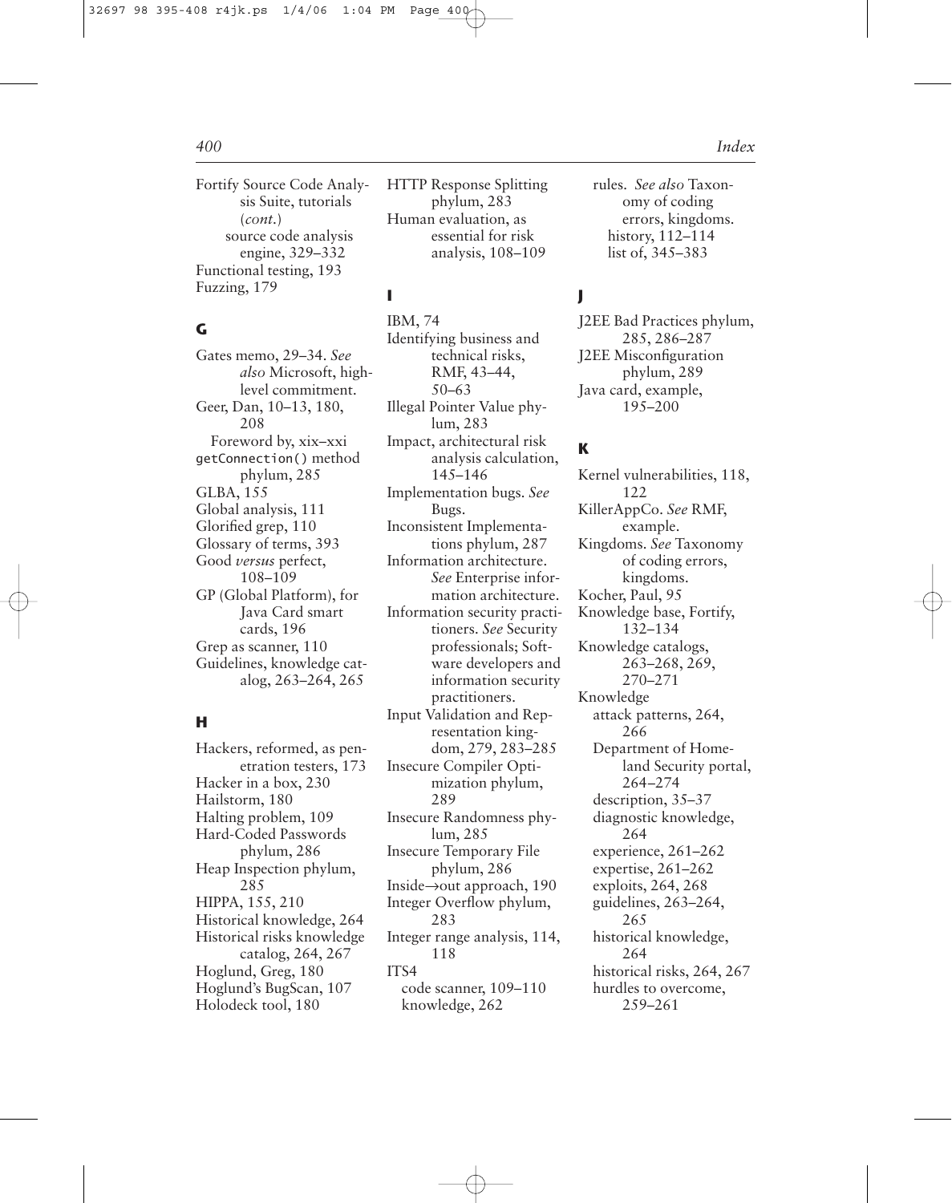Fortify Source Code Analysis Suite, tutorials (*cont.*)
  source code analysis engine, 329–332
Functional testing, 193
Fuzzing, 179

## G

Gates memo, 29–34. *See also* Microsoft, high-level commitment.
Geer, Dan, 10–13, 180, 208
  Foreword by, xix–xxi
`getConnection()` method phylum, 285
GLBA, 155
Global analysis, 111
Glorified grep, 110
Glossary of terms, 393
Good *versus* perfect, 108–109
GP (Global Platform), for Java Card smart cards, 196
Grep as scanner, 110
Guidelines, knowledge catalog, 263–264, 265

## H

Hackers, reformed, as penetration testers, 173
Hacker in a box, 230
Hailstorm, 180
Halting problem, 109
Hard-Coded Passwords phylum, 286
Heap Inspection phylum, 285
HIPPA, 155, 210
Historical knowledge, 264
Historical risks knowledge catalog, 264, 267
Hoglund, Greg, 180
Hoglund's BugScan, 107
Holodeck tool, 180
HTTP Response Splitting phylum, 283
Human evaluation, as essential for risk analysis, 108–109

## I

IBM, 74
Identifying business and technical risks, RMF, 43–44, 50–63
Illegal Pointer Value phylum, 283
Impact, architectural risk analysis calculation, 145–146
Implementation bugs. *See* Bugs.
Inconsistent Implementations phylum, 287
Information architecture. *See* Enterprise information architecture.
Information security practitioners. *See* Security professionals; Software developers and information security practitioners.
Input Validation and Representation kingdom, 279, 283–285
Insecure Compiler Optimization phylum, 289
Insecure Randomness phylum, 285
Insecure Temporary File phylum, 286
Inside→out approach, 190
Integer Overflow phylum, 283
Integer range analysis, 114, 118
ITS4
  code scanner, 109–110
  knowledge, 262
  rules. *See also* Taxonomy of coding errors, kingdoms.
    history, 112–114
    list of, 345–383

## J

J2EE Bad Practices phylum, 285, 286–287
J2EE Misconfiguration phylum, 289
Java card, example, 195–200

## K

Kernel vulnerabilities, 118, 122
KillerAppCo. *See* RMF, example.
Kingdoms. *See* Taxonomy of coding errors, kingdoms.
Kocher, Paul, 95
Knowledge base, Fortify, 132–134
Knowledge catalogs, 263–268, 269, 270–271
Knowledge
  attack patterns, 264, 266
  Department of Homeland Security portal, 264–274
  description, 35–37
  diagnostic knowledge, 264
  experience, 261–262
  expertise, 261–262
  exploits, 264, 268
  guidelines, 263–264, 265
  historical knowledge, 264
  historical risks, 264, 267
  hurdles to overcome, 259–261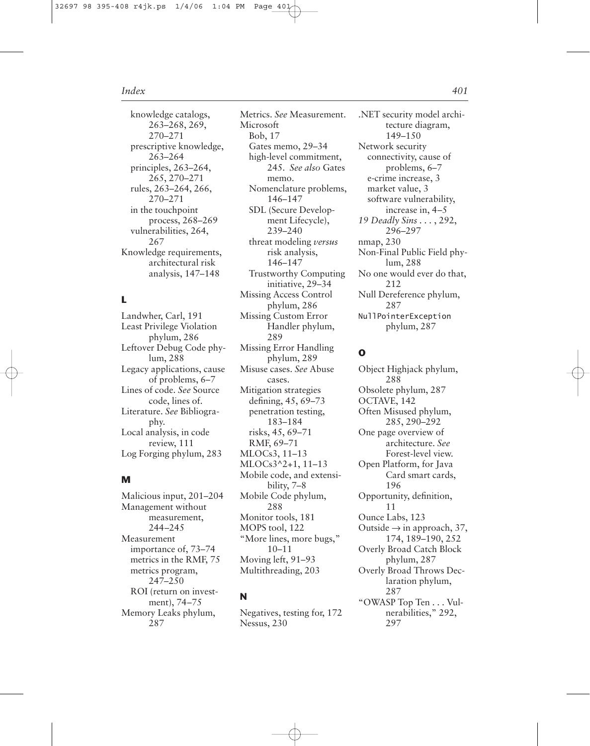knowledge catalogs, 263–268, 269, 270–271
prescriptive knowledge, 263–264
principles, 263–264, 265, 270–271
rules, 263–264, 266, 270–271
in the touchpoint process, 268–269
vulnerabilities, 264, 267

Knowledge requirements, architectural risk analysis, 147–148

## L

Landwher, Carl, 191
Least Privilege Violation phylum, 286
Leftover Debug Code phylum, 288
Legacy applications, cause of problems, 6–7
Lines of code. *See* Source code, lines of.
Literature. *See* Bibliography.
Local analysis, in code review, 111
Log Forging phylum, 283

## M

Malicious input, 201–204
Management without measurement, 244–245
Measurement
importance of, 73–74
metrics in the RMF, 75
metrics program, 247–250
ROI (return on investment), 74–75
Memory Leaks phylum, 287
Metrics. *See* Measurement.
Microsoft
Bob, 17
Gates memo, 29–34
high-level commitment, 245. *See also* Gates memo.
Nomenclature problems, 146–147
SDL (Secure Development Lifecycle), 239–240
threat modeling *versus* risk analysis, 146–147
Trustworthy Computing initiative, 29–34
Missing Access Control phylum, 286
Missing Custom Error Handler phylum, 289
Missing Error Handling phylum, 289
Misuse cases. *See* Abuse cases.
Mitigation strategies
defining, 45, 69–73
penetration testing, 183–184
risks, 45, 69–71
RMF, 69–71
MLOCs3, 11–13
MLOCs3^2+1, 11–13
Mobile code, and extensibility, 7–8
Mobile Code phylum, 288
Monitor tools, 181
MOPS tool, 122
"More lines, more bugs," 10–11
Moving left, 91–93
Multithreading, 203

## N

Negatives, testing for, 172
Nessus, 230
.NET security model architecture diagram, 149–150
Network security
connectivity, cause of problems, 6–7
e-crime increase, 3
market value, 3
software vulnerability, increase in, 4–5
*19 Deadly Sins . . .*, 292, 296–297
nmap, 230
Non-Final Public Field phylum, 288
No one would ever do that, 212
Null Dereference phylum, 287
`NullPointerException` phylum, 287

## O

Object Highjack phylum, 288
Obsolete phylum, 287
OCTAVE, 142
Often Misused phylum, 285, 290–292
One page overview of architecture. *See* Forest-level view.
Open Platform, for Java Card smart cards, 196
Opportunity, definition, 11
Ounce Labs, 123
Outside → in approach, 37, 174, 189–190, 252
Overly Broad Catch Block phylum, 287
Overly Broad Throws Declaration phylum, 287
"OWASP Top Ten . . . Vulnerabilities," 292, 297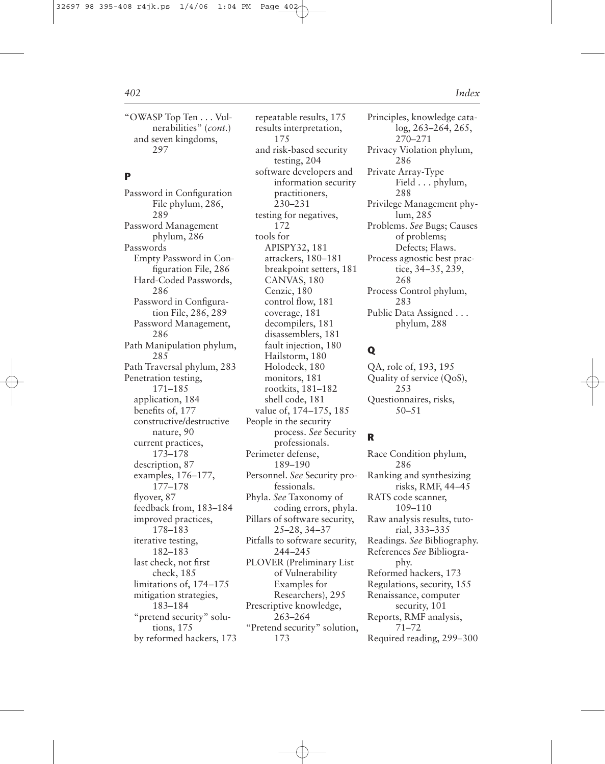"OWASP Top Ten . . . Vulnerabilities" (*cont.*)
  and seven kingdoms, 297

## P

Password in Configuration File phylum, 286, 289
Password Management phylum, 286
Passwords
  Empty Password in Configuration File, 286
  Hard-Coded Passwords, 286
  Password in Configuration File, 286, 289
  Password Management, 286
Path Manipulation phylum, 285
Path Traversal phylum, 283
Penetration testing, 171–185
  application, 184
  benefits of, 177
  constructive/destructive nature, 90
  current practices, 173–178
  description, 87
  examples, 176–177, 177–178
  flyover, 87
  feedback from, 183–184
  improved practices, 178–183
  iterative testing, 182–183
  last check, not first check, 185
  limitations of, 174–175
  mitigation strategies, 183–184
  "pretend security" solutions, 175
  by reformed hackers, 173
  repeatable results, 175
  results interpretation, 175
  and risk-based security testing, 204
  software developers and information security practitioners, 230–231
  testing for negatives, 172
  tools for
    APISPY32, 181
    attackers, 180–181
    breakpoint setters, 181
    CANVAS, 180
    Cenzic, 180
    control flow, 181
    coverage, 181
    decompilers, 181
    disassemblers, 181
    fault injection, 180
    Hailstorm, 180
    Holodeck, 180
    monitors, 181
    rootkits, 181–182
    shell code, 181
  value of, 174–175, 185
People in the security process. *See* Security professionals.
Perimeter defense, 189–190
Personnel. *See* Security professionals.
Phyla. *See* Taxonomy of coding errors, phyla.
Pillars of software security, 25–28, 34–37
Pitfalls to software security, 244–245
PLOVER (Preliminary List of Vulnerability Examples for Researchers), 295
Prescriptive knowledge, 263–264
"Pretend security" solution, 173
Principles, knowledge catalog, 263–264, 265, 270–271
Privacy Violation phylum, 286
Private Array-Type Field . . . phylum, 288
Privilege Management phylum, 285
Problems. *See* Bugs; Causes of problems; Defects; Flaws.
Process agnostic best practice, 34–35, 239, 268
Process Control phylum, 283
Public Data Assigned . . . phylum, 288

## Q

QA, role of, 193, 195
Quality of service (QoS), 253
Questionnaires, risks, 50–51

## R

Race Condition phylum, 286
Ranking and synthesizing risks, RMF, 44–45
RATS code scanner, 109–110
Raw analysis results, tutorial, 333–335
Readings. *See* Bibliography.
References *See* Bibliography.
Reformed hackers, 173
Regulations, security, 155
Renaissance, computer security, 101
Reports, RMF analysis, 71–72
Required reading, 299–300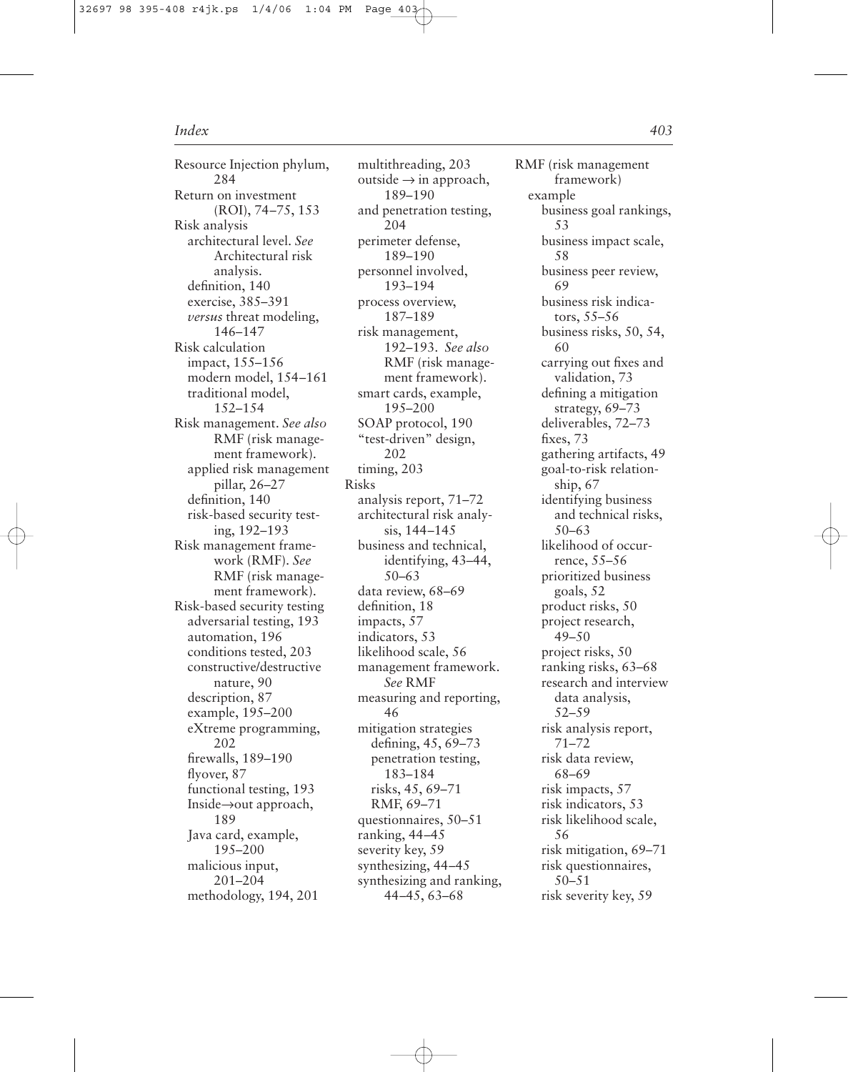Resource Injection phylum, 284
Return on investment (ROI), 74–75, 153
Risk analysis
- architectural level. *See* Architectural risk analysis.
- definition, 140
- exercise, 385–391
- *versus* threat modeling, 146–147

Risk calculation
- impact, 155–156
- modern model, 154–161
- traditional model, 152–154

Risk management. *See also* RMF (risk management framework).
- applied risk management pillar, 26–27
- definition, 140
- risk-based security testing, 192–193

Risk management framework (RMF). *See* RMF (risk management framework).

Risk-based security testing
- adversarial testing, 193
- automation, 196
- conditions tested, 203
- constructive/destructive nature, 90
- description, 87
- example, 195–200
- eXtreme programming, 202
- firewalls, 189–190
- flyover, 87
- functional testing, 193
- Inside→out approach, 189
- Java card, example, 195–200
- malicious input, 201–204
- methodology, 194, 201
- multithreading, 203
- outside → in approach, 189–190
- and penetration testing, 204
- perimeter defense, 189–190
- personnel involved, 193–194
- process overview, 187–189
- risk management, 192–193. *See also* RMF (risk management framework).
- smart cards, example, 195–200
- SOAP protocol, 190
- "test-driven" design, 202
- timing, 203

Risks
- analysis report, 71–72
- architectural risk analysis, 144–145
- business and technical, identifying, 43–44, 50–63
- data review, 68–69
- definition, 18
- impacts, 57
- indicators, 53
- likelihood scale, 56
- management framework. *See* RMF
- measuring and reporting, 46
- mitigation strategies
  - defining, 45, 69–73
  - penetration testing, 183–184
  - risks, 45, 69–71
  - RMF, 69–71
- questionnaires, 50–51
- ranking, 44–45
- severity key, 59
- synthesizing, 44–45
- synthesizing and ranking, 44–45, 63–68

RMF (risk management framework)
- example
  - business goal rankings, 53
  - business impact scale, 58
  - business peer review, 69
  - business risk indicators, 55–56
  - business risks, 50, 54, 60
  - carrying out fixes and validation, 73
  - defining a mitigation strategy, 69–73
  - deliverables, 72–73
  - fixes, 73
  - gathering artifacts, 49
  - goal-to-risk relationship, 67
  - identifying business and technical risks, 50–63
  - likelihood of occurrence, 55–56
  - prioritized business goals, 52
  - product risks, 50
  - project research, 49–50
  - project risks, 50
  - ranking risks, 63–68
  - research and interview data analysis, 52–59
  - risk analysis report, 71–72
  - risk data review, 68–69
  - risk impacts, 57
  - risk indicators, 53
  - risk likelihood scale, 56
  - risk mitigation, 69–71
  - risk questionnaires, 50–51
  - risk severity key, 59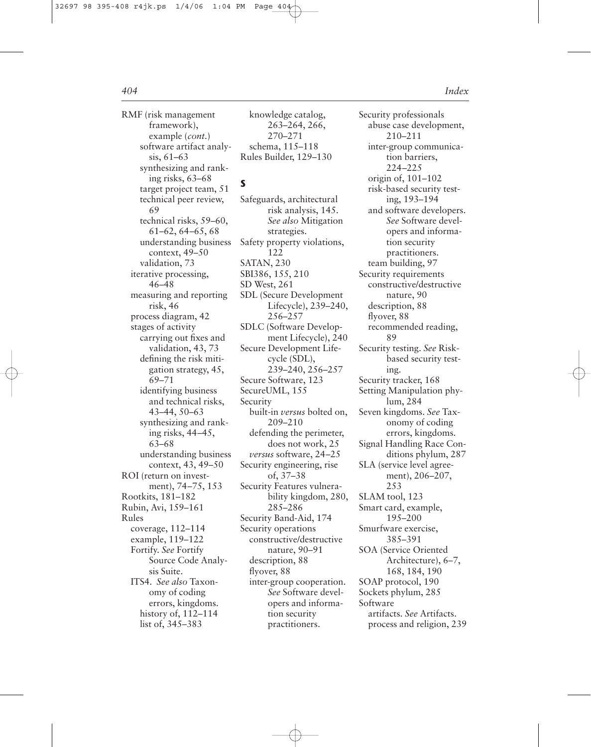RMF (risk management framework), example (*cont.*)
- software artifact analysis, 61–63
- synthesizing and ranking risks, 63–68
- target project team, 51
- technical peer review, 69
- technical risks, 59–60, 61–62, 64–65, 68
- understanding business context, 49–50
- validation, 73

- iterative processing, 46–48
- measuring and reporting risk, 46
- process diagram, 42
- stages of activity
  - carrying out fixes and validation, 43, 73
  - defining the risk mitigation strategy, 45, 69–71
  - identifying business and technical risks, 43–44, 50–63
  - synthesizing and ranking risks, 44–45, 63–68
  - understanding business context, 43, 49–50

ROI (return on investment), 74–75, 153
Rootkits, 181–182
Rubin, Avi, 159–161
Rules
- coverage, 112–114
- example, 119–122
- Fortify. *See* Fortify Source Code Analysis Suite.
- ITS4. *See also* Taxonomy of coding errors, kingdoms.
  - history of, 112–114
  - list of, 345–383
- knowledge catalog, 263–264, 266, 270–271
- schema, 115–118

Rules Builder, 129–130

## S

Safeguards, architectural risk analysis, 145. *See also* Mitigation strategies.
Safety property violations, 122
SATAN, 230
SBI386, 155, 210
SD West, 261
SDL (Secure Development Lifecycle), 239–240, 256–257
SDLC (Software Development Lifecycle), 240
Secure Development Lifecycle (SDL), 239–240, 256–257
Secure Software, 123
SecureUML, 155
Security
- built-in *versus* bolted on, 209–210
- defending the perimeter, does not work, 25
- *versus* software, 24–25

Security engineering, rise of, 37–38
Security Features vulnerability kingdom, 280, 285–286
Security Band-Aid, 174
Security operations
- constructive/destructive nature, 90–91
- description, 88
- flyover, 88
- inter-group cooperation. *See* Software developers and information security practitioners.

Security professionals
- abuse case development, 210–211
- inter-group communication barriers, 224–225
- origin of, 101–102
- risk-based security testing, 193–194
- and software developers. *See* Software developers and information security practitioners.
- team building, 97

Security requirements
- constructive/destructive nature, 90
- description, 88
- flyover, 88
- recommended reading, 89

Security testing. *See* Risk-based security testing.
Security tracker, 168
Setting Manipulation phylum, 284
Seven kingdoms. *See* Taxonomy of coding errors, kingdoms.
Signal Handling Race Conditions phylum, 287
SLA (service level agreement), 206–207, 253
SLAM tool, 123
Smart card, example, 195–200
Smurfware exercise, 385–391
SOA (Service Oriented Architecture), 6–7, 168, 184, 190
SOAP protocol, 190
Sockets phylum, 285
Software
- artifacts. *See* Artifacts.
- process and religion, 239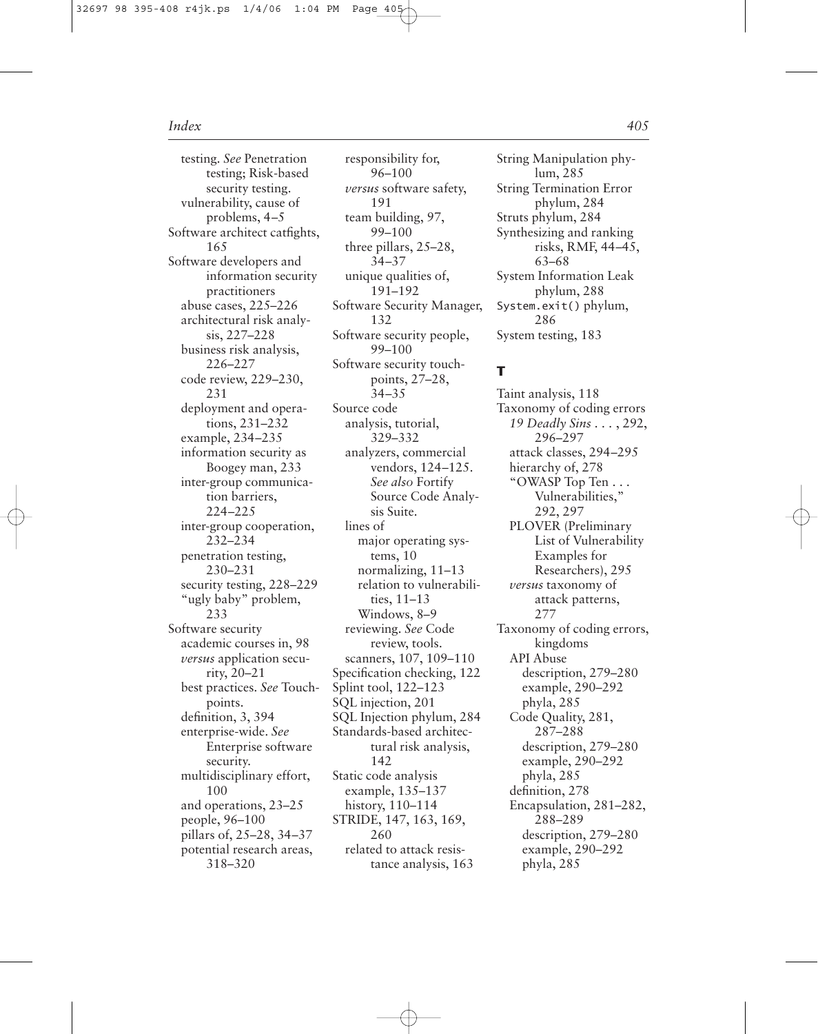testing. *See* Penetration testing; Risk-based security testing.
vulnerability, cause of problems, 4–5
Software architect catfights, 165
Software developers and information security practitioners
abuse cases, 225–226
architectural risk analysis, 227–228
business risk analysis, 226–227
code review, 229–230, 231
deployment and operations, 231–232
example, 234–235
information security as Boogey man, 233
inter-group communication barriers, 224–225
inter-group cooperation, 232–234
penetration testing, 230–231
security testing, 228–229
"ugly baby" problem, 233
Software security
academic courses in, 98
*versus* application security, 20–21
best practices. *See* Touchpoints.
definition, 3, 394
enterprise-wide. *See* Enterprise software security.
multidisciplinary effort, 100
and operations, 23–25
people, 96–100
pillars of, 25–28, 34–37
potential research areas, 318–320
responsibility for, 96–100
*versus* software safety, 191
team building, 97, 99–100
three pillars, 25–28, 34–37
unique qualities of, 191–192
Software Security Manager, 132
Software security people, 99–100
Software security touchpoints, 27–28, 34–35
Source code
analysis, tutorial, 329–332
analyzers, commercial vendors, 124–125. *See also* Fortify Source Code Analysis Suite.
lines of
major operating systems, 10
normalizing, 11–13
relation to vulnerabilities, 11–13
Windows, 8–9
reviewing. *See* Code review, tools.
scanners, 107, 109–110
Specification checking, 122
Splint tool, 122–123
SQL injection, 201
SQL Injection phylum, 284
Standards-based architectural risk analysis, 142
Static code analysis
example, 135–137
history, 110–114
STRIDE, 147, 163, 169, 260
related to attack resistance analysis, 163
String Manipulation phylum, 285
String Termination Error phylum, 284
Struts phylum, 284
Synthesizing and ranking risks, RMF, 44–45, 63–68
System Information Leak phylum, 288
`System.exit()` phylum, 286
System testing, 183

## T

Taint analysis, 118
Taxonomy of coding errors
*19 Deadly Sins . . .* , 292, 296–297
attack classes, 294–295
hierarchy of, 278
"OWASP Top Ten . . . Vulnerabilities," 292, 297
PLOVER (Preliminary List of Vulnerability Examples for Researchers), 295
*versus* taxonomy of attack patterns, 277
Taxonomy of coding errors, kingdoms
API Abuse
description, 279–280
example, 290–292
phyla, 285
Code Quality, 281, 287–288
description, 279–280
example, 290–292
phyla, 285
definition, 278
Encapsulation, 281–282, 288–289
description, 279–280
example, 290–292
phyla, 285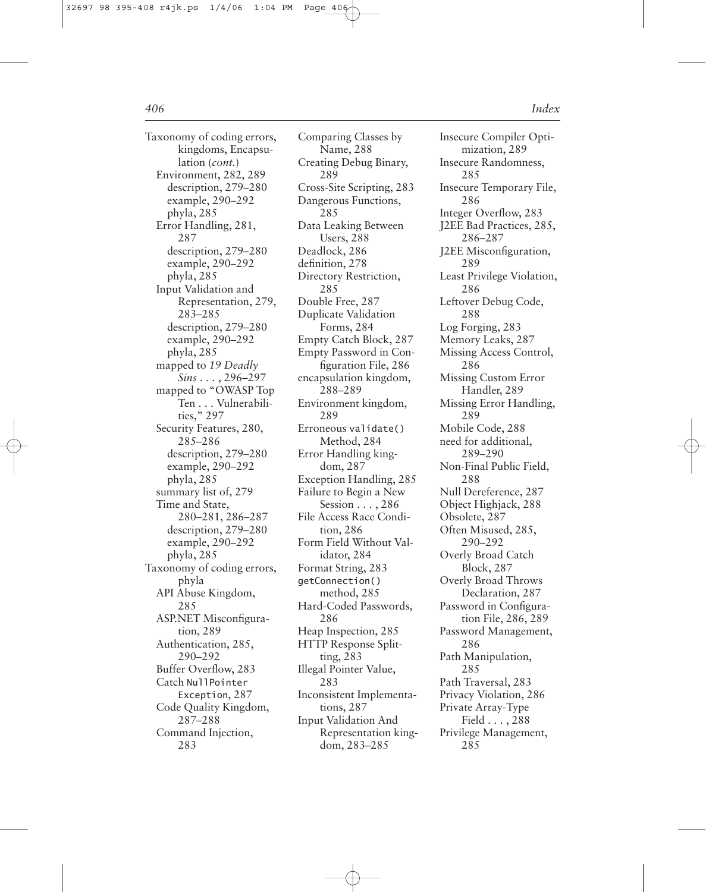Taxonomy of coding errors, kingdoms, Encapsulation (*cont.*)
- Environment, 282, 289
  - description, 279–280
  - example, 290–292
  - phyla, 285
- Error Handling, 281, 287
  - description, 279–280
  - example, 290–292
  - phyla, 285
- Input Validation and Representation, 279, 283–285
  - description, 279–280
  - example, 290–292
  - phyla, 285
- mapped to *19 Deadly Sins* . . . , 296–297
- mapped to "OWASP Top Ten . . . Vulnerabilities," 297
- Security Features, 280, 285–286
  - description, 279–280
  - example, 290–292
  - phyla, 285
- summary list of, 279
- Time and State, 280–281, 286–287
  - description, 279–280
  - example, 290–292
  - phyla, 285

Taxonomy of coding errors, phyla
- API Abuse Kingdom, 285
- ASP.NET Misconfiguration, 289
- Authentication, 285, 290–292
- Buffer Overflow, 283
- Catch `NullPointerException`, 287
- Code Quality Kingdom, 287–288
- Command Injection, 283
- Comparing Classes by Name, 288
- Creating Debug Binary, 289
- Cross-Site Scripting, 283
- Dangerous Functions, 285
- Data Leaking Between Users, 288
- Deadlock, 286
- definition, 278
- Directory Restriction, 285
- Double Free, 287
- Duplicate Validation Forms, 284
- Empty Catch Block, 287
- Empty Password in Configuration File, 286
- encapsulation kingdom, 288–289
- Environment kingdom, 289
- Erroneous `validate()` Method, 284
- Error Handling kingdom, 287
- Exception Handling, 285
- Failure to Begin a New Session . . . , 286
- File Access Race Condition, 286
- Form Field Without Validator, 284
- Format String, 283
- `getConnection()` method, 285
- Hard-Coded Passwords, 286
- Heap Inspection, 285
- HTTP Response Splitting, 283
- Illegal Pointer Value, 283
- Inconsistent Implementations, 287
- Input Validation And Representation kingdom, 283–285
- Insecure Compiler Optimization, 289
- Insecure Randomness, 285
- Insecure Temporary File, 286
- Integer Overflow, 283
- J2EE Bad Practices, 285, 286–287
- J2EE Misconfiguration, 289
- Least Privilege Violation, 286
- Leftover Debug Code, 288
- Log Forging, 283
- Memory Leaks, 287
- Missing Access Control, 286
- Missing Custom Error Handler, 289
- Missing Error Handling, 289
- Mobile Code, 288
- need for additional, 289–290
- Non-Final Public Field, 288
- Null Dereference, 287
- Object Highjack, 288
- Obsolete, 287
- Often Misused, 285, 290–292
- Overly Broad Catch Block, 287
- Overly Broad Throws Declaration, 287
- Password in Configuration File, 286, 289
- Password Management, 286
- Path Manipulation, 285
- Path Traversal, 283
- Privacy Violation, 286
- Private Array-Type Field . . . , 288
- Privilege Management, 285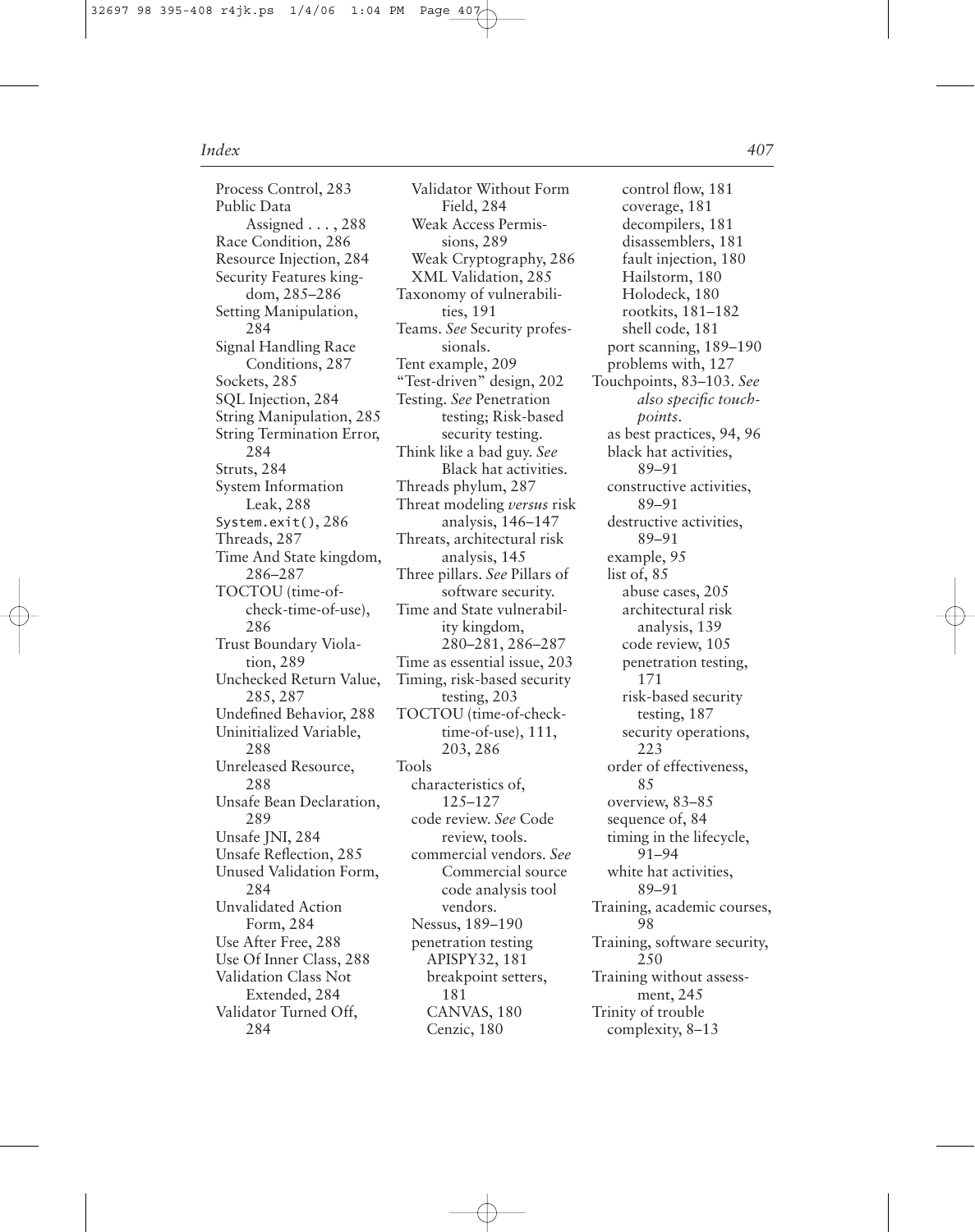Process Control, 283
Public Data
  Assigned . . . , 288
Race Condition, 286
Resource Injection, 284
Security Features kingdom, 285–286
Setting Manipulation, 284
Signal Handling Race Conditions, 287
Sockets, 285
SQL Injection, 284
String Manipulation, 285
String Termination Error, 284
Struts, 284
System Information Leak, 288
`System.exit()`, 286
Threads, 287
Time And State kingdom, 286–287
TOCTOU (time-of-check-time-of-use), 286
Trust Boundary Violation, 289
Unchecked Return Value, 285, 287
Undefined Behavior, 288
Uninitialized Variable, 288
Unreleased Resource, 288
Unsafe Bean Declaration, 289
Unsafe JNI, 284
Unsafe Reflection, 285
Unused Validation Form, 284
Unvalidated Action Form, 284
Use After Free, 288
Use Of Inner Class, 288
Validation Class Not Extended, 284
Validator Turned Off, 284
Validator Without Form Field, 284
Weak Access Permissions, 289
Weak Cryptography, 286
XML Validation, 285

Taxonomy of vulnerabilities, 191
Teams. *See* Security professionals.
Tent example, 209
"Test-driven" design, 202
Testing. *See* Penetration testing; Risk-based security testing.
Think like a bad guy. *See* Black hat activities.
Threads phylum, 287
Threat modeling *versus* risk analysis, 146–147
Threats, architectural risk analysis, 145
Three pillars. *See* Pillars of software security.
Time and State vulnerability kingdom, 280–281, 286–287
Time as essential issue, 203
Timing, risk-based security testing, 203
TOCTOU (time-of-check-time-of-use), 111, 203, 286
Tools
  characteristics of, 125–127
  code review. *See* Code review, tools.
  commercial vendors. *See* Commercial source code analysis tool vendors.
  Nessus, 189–190
  penetration testing
    APISPY32, 181
    breakpoint setters, 181
    CANVAS, 180
    Cenzic, 180
    control flow, 181
    coverage, 181
    decompilers, 181
    disassemblers, 181
    fault injection, 180
    Hailstorm, 180
    Holodeck, 180
    rootkits, 181–182
    shell code, 181
  port scanning, 189–190
  problems with, 127
Touchpoints, 83–103. *See also specific touchpoints.*
  as best practices, 94, 96
  black hat activities, 89–91
  constructive activities, 89–91
  destructive activities, 89–91
  example, 95
  list of, 85
    abuse cases, 205
    architectural risk analysis, 139
    code review, 105
    penetration testing, 171
    risk-based security testing, 187
    security operations, 223
  order of effectiveness, 85
  overview, 83–85
  sequence of, 84
  timing in the lifecycle, 91–94
  white hat activities, 89–91
Training, academic courses, 98
Training, software security, 250
Training without assessment, 245
Trinity of trouble
  complexity, 8–13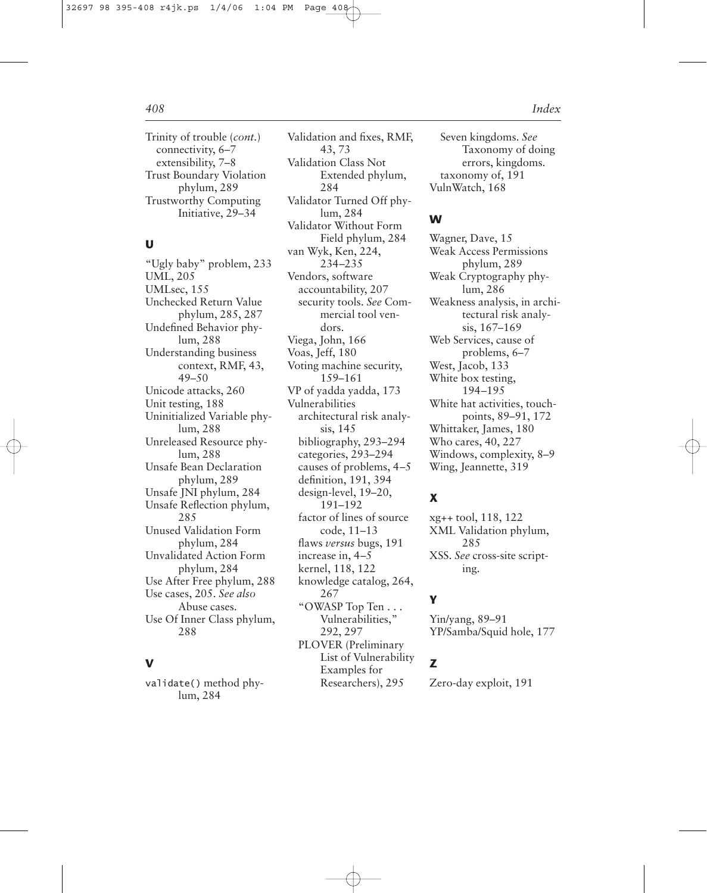Trinity of trouble (*cont.*)
- connectivity, 6–7
- extensibility, 7–8

Trust Boundary Violation phylum, 289
Trustworthy Computing Initiative, 29–34

## U

"Ugly baby" problem, 233
UML, 205
UMLsec, 155
Unchecked Return Value phylum, 285, 287
Undefined Behavior phylum, 288
Understanding business context, RMF, 43, 49–50
Unicode attacks, 260
Unit testing, 188
Uninitialized Variable phylum, 288
Unreleased Resource phylum, 288
Unsafe Bean Declaration phylum, 289
Unsafe JNI phylum, 284
Unsafe Reflection phylum, 285
Unused Validation Form phylum, 284
Unvalidated Action Form phylum, 284
Use After Free phylum, 288
Use cases, 205. *See also* Abuse cases.
Use Of Inner Class phylum, 288

## V

`validate()` method phylum, 284
Validation and fixes, RMF, 43, 73
Validation Class Not Extended phylum, 284
Validator Turned Off phylum, 284
Validator Without Form Field phylum, 284
van Wyk, Ken, 224, 234–235
Vendors, software
- accountability, 207
- security tools. *See* Commercial tool vendors.

Viega, John, 166
Voas, Jeff, 180
Voting machine security, 159–161
VP of yadda yadda, 173
Vulnerabilities
- architectural risk analysis, 145
- bibliography, 293–294
- categories, 293–294
- causes of problems, 4–5
- definition, 191, 394
- design-level, 19–20, 191–192
- factor of lines of source code, 11–13
- flaws *versus* bugs, 191
- increase in, 4–5
- kernel, 118, 122
- knowledge catalog, 264, 267
- "OWASP Top Ten . . . Vulnerabilities," 292, 297
- PLOVER (Preliminary List of Vulnerability Examples for Researchers), 295
- Seven kingdoms. *See* Taxonomy of doing errors, kingdoms.
- taxonomy of, 191

VulnWatch, 168

## W

Wagner, Dave, 15
Weak Access Permissions phylum, 289
Weak Cryptography phylum, 286
Weakness analysis, in architectural risk analysis, 167–169
Web Services, cause of problems, 6–7
West, Jacob, 133
White box testing, 194–195
White hat activities, touchpoints, 89–91, 172
Whittaker, James, 180
Who cares, 40, 227
Windows, complexity, 8–9
Wing, Jeannette, 319

## X

xg++ tool, 118, 122
XML Validation phylum, 285
XSS. *See* cross-site scripting.

## Y

Yin/yang, 89–91
YP/Samba/Squid hole, 177

## Z

Zero-day exploit, 191